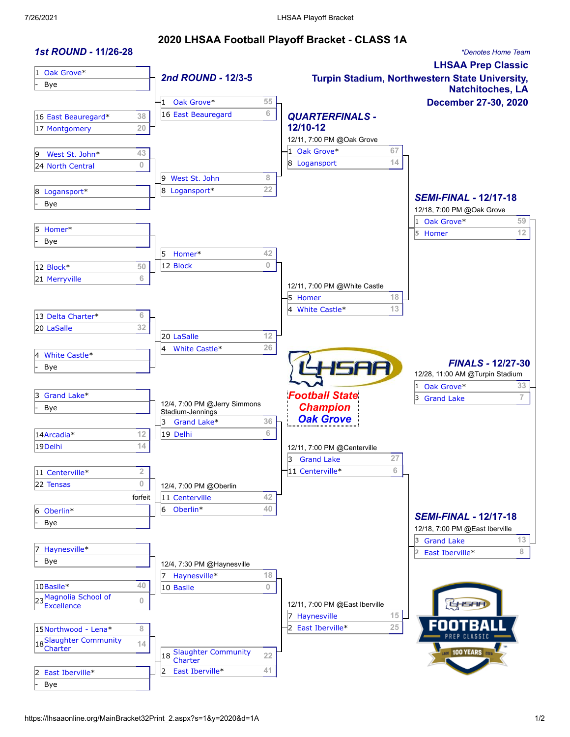# 2020 LHSAA Football Playoff Bracket - CLASS 1A

*\*Denotes Home Team*

**LHSAA Prep Classic**
**Turpin Stadium, Northwestern State University, Natchitoches, LA**
**December 27-30, 2020**

## 1st ROUND - 11/26-28

| Seed | Team | Score |
|---|---|---|
| 1 | Oak Grove* | |
| - | Bye | |
| 16 | East Beauregard* | 38 |
| 17 | Montgomery | 20 |
| 9 | West St. John* | 43 |
| 24 | North Central | 0 |
| 8 | Logansport* | |
| - | Bye | |
| 5 | Homer* | |
| - | Bye | |
| 12 | Block* | 50 |
| 21 | Merryville | 6 |
| 13 | Delta Charter* | 6 |
| 20 | LaSalle | 32 |
| 4 | White Castle* | |
| - | Bye | |
| 3 | Grand Lake* | |
| - | Bye | |
| 14 | Arcadia* | 12 |
| 19 | Delhi | 14 |
| 11 | Centerville* | 2 |
| 22 | Tensas | 0 |
| | forfeit | |
| 6 | Oberlin* | |
| - | Bye | |
| 7 | Haynesville* | |
| - | Bye | |
| 10 | Basile* | 40 |
| 23 | Magnolia School of Excellence | 0 |
| 15 | Northwood - Lena* | 8 |
| 18 | Slaughter Community Charter | 14 |
| 2 | East Iberville* | |
| - | Bye | |

## 2nd ROUND - 12/3-5

| Seed | Team | Score |
|---|---|---|
| 1 | Oak Grove* | 55 |
| 16 | East Beauregard | 6 |
| 9 | West St. John | 8 |
| 8 | Logansport* | 22 |
| 5 | Homer* | 42 |
| 12 | Block | 0 |
| 20 | LaSalle | 12 |
| 4 | White Castle* | 26 |

12/4, 7:00 PM @Jerry Simmons Stadium-Jennings

| Seed | Team | Score |
|---|---|---|
| 3 | Grand Lake* | 36 |
| 19 | Delhi | 6 |

12/4, 7:00 PM @Oberlin

| Seed | Team | Score |
|---|---|---|
| 11 | Centerville | 42 |
| 6 | Oberlin* | 40 |

12/4, 7:30 PM @Haynesville

| Seed | Team | Score |
|---|---|---|
| 7 | Haynesville* | 18 |
| 10 | Basile | 0 |
| 18 | Slaughter Community Charter | 22 |
| 2 | East Iberville* | 41 |

## QUARTERFINALS - 12/10-12

12/11, 7:00 PM @Oak Grove

| Seed | Team | Score |
|---|---|---|
| 1 | Oak Grove* | 67 |
| 8 | Logansport | 14 |

12/11, 7:00 PM @White Castle

| Seed | Team | Score |
|---|---|---|
| 5 | Homer | 18 |
| 4 | White Castle* | 13 |

12/11, 7:00 PM @Centerville

| Seed | Team | Score |
|---|---|---|
| 3 | Grand Lake | 27 |
| 11 | Centerville* | 6 |

12/11, 7:00 PM @East Iberville

| Seed | Team | Score |
|---|---|---|
| 7 | Haynesville | 15 |
| 2 | East Iberville* | 25 |

## SEMI-FINAL - 12/17-18

12/18, 7:00 PM @Oak Grove

| Seed | Team | Score |
|---|---|---|
| 1 | Oak Grove* | 59 |
| 5 | Homer | 12 |

12/18, 7:00 PM @East Iberville

| Seed | Team | Score |
|---|---|---|
| 3 | Grand Lake | 13 |
| 2 | East Iberville* | 8 |

## FINALS - 12/27-30

12/28, 11:00 AM @Turpin Stadium

| Seed | Team | Score |
|---|---|---|
| 1 | Oak Grove* | 33 |
| 3 | Grand Lake | 7 |

**Football State Champion**
**Oak Grove**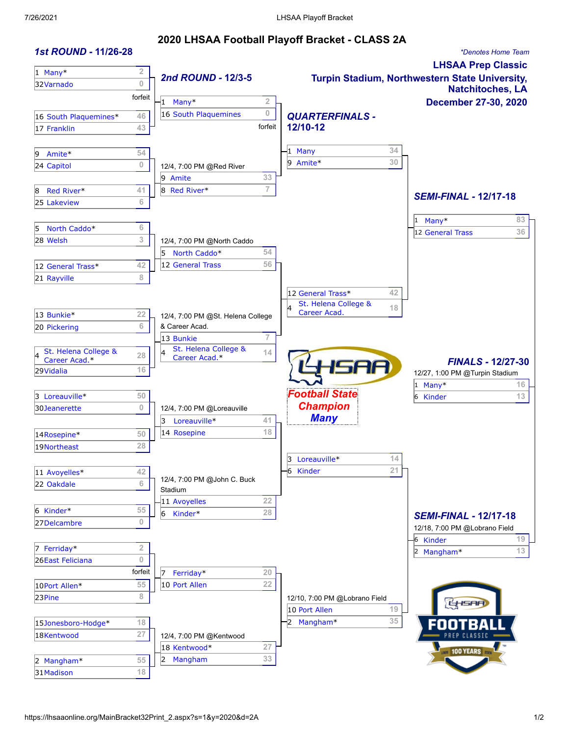# 2020 LHSAA Football Playoff Bracket - CLASS 2A

*\*Denotes Home Team*

**LHSAA Prep Classic**
**Turpin Stadium, Northwestern State University, Natchitoches, LA**
**December 27-30, 2020**

## 1st ROUND - 11/26-28

| Seed | Team | Score |
|---|---|---|
| 1 | Many* | 2 |
| 32 | Varnado | 0 |
| | forfeit | |
| 16 | South Plaquemines* | 46 |
| 17 | Franklin | 43 |
| 9 | Amite* | 54 |
| 24 | Capitol | 0 |
| 8 | Red River* | 41 |
| 25 | Lakeview | 6 |
| 5 | North Caddo* | 6 |
| 28 | Welsh | 3 |
| 12 | General Trass* | 42 |
| 21 | Rayville | 8 |
| 13 | Bunkie* | 22 |
| 20 | Pickering | 6 |
| 4 | St. Helena College & Career Acad.* | 28 |
| 29 | Vidalia | 16 |
| 3 | Loreauville* | 50 |
| 30 | Jeanerette | 0 |
| 14 | Rosepine* | 50 |
| 19 | Northeast | 28 |
| 11 | Avoyelles* | 42 |
| 22 | Oakdale | 6 |
| 6 | Kinder* | 55 |
| 27 | Delcambre | 0 |
| 7 | Ferriday* | 2 |
| 26 | East Feliciana | 0 |
| | forfeit | |
| 10 | Port Allen* | 55 |
| 23 | Pine | 8 |
| 15 | Jonesboro-Hodge* | 18 |
| 18 | Kentwood | 27 |
| 2 | Mangham* | 55 |
| 31 | Madison | 18 |

## 2nd ROUND - 12/3-5

| Seed | Team | Score |
|---|---|---|
| 1 | Many* | 2 |
| 16 | South Plaquemines | 0 |
| | forfeit | |
| | 12/4, 7:00 PM @Red River | |
| 9 | Amite | 33 |
| 8 | Red River* | 7 |
| | 12/4, 7:00 PM @North Caddo | |
| 5 | North Caddo* | 54 |
| 12 | General Trass | 56 |
| | 12/4, 7:00 PM @St. Helena College & Career Acad. | |
| 13 | Bunkie | 7 |
| 4 | St. Helena College & Career Acad.* | 14 |
| | 12/4, 7:00 PM @Loreauville | |
| 3 | Loreauville* | 41 |
| 14 | Rosepine | 18 |
| | 12/4, 7:00 PM @John C. Buck Stadium | |
| 11 | Avoyelles | 22 |
| 6 | Kinder* | 28 |
| 7 | Ferriday* | 20 |
| 10 | Port Allen | 22 |
| | 12/4, 7:00 PM @Kentwood | |
| 18 | Kentwood* | 27 |
| 2 | Mangham | 33 |

## QUARTERFINALS - 12/10-12

| Seed | Team | Score |
|---|---|---|
| 1 | Many | 34 |
| 9 | Amite* | 30 |
| 12 | General Trass* | 42 |
| 4 | St. Helena College & Career Acad. | 18 |
| 3 | Loreauville* | 14 |
| 6 | Kinder | 21 |
| | 12/10, 7:00 PM @Lobrano Field | |
| 10 | Port Allen | 19 |
| 2 | Mangham* | 35 |

## SEMI-FINAL - 12/17-18

| Seed | Team | Score |
|---|---|---|
| 1 | Many* | 83 |
| 12 | General Trass | 36 |

## SEMI-FINAL - 12/17-18

12/18, 7:00 PM @Lobrano Field

| Seed | Team | Score |
|---|---|---|
| 6 | Kinder | 19 |
| 2 | Mangham* | 13 |

## FINALS - 12/27-30

12/27, 1:00 PM @Turpin Stadium

| Seed | Team | Score |
|---|---|---|
| 1 | Many* | 16 |
| 6 | Kinder | 13 |

**Football State Champion**
**Many**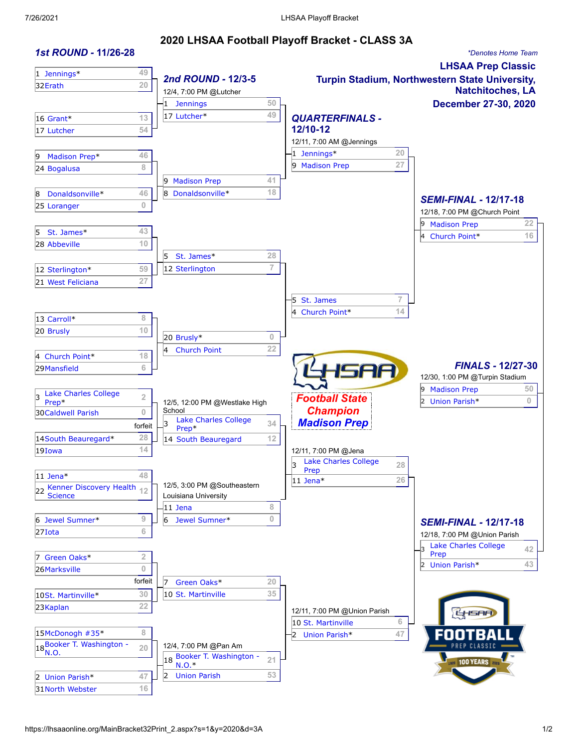# 2020 LHSAA Football Playoff Bracket - CLASS 3A

*Denotes Home Team

**LHSAA Prep Classic**
**Turpin Stadium, Northwestern State University, Natchitoches, LA**
**December 27-30, 2020**

## 1st ROUND - 11/26-28

| Seed | Team | Score |
|---|---|---|
| 1 | Jennings* | 49 |
| 32 | Erath | 20 |
| 16 | Grant* | 13 |
| 17 | Lutcher | 54 |
| 9 | Madison Prep* | 46 |
| 24 | Bogalusa | 8 |
| 8 | Donaldsonville* | 46 |
| 25 | Loranger | 0 |
| 5 | St. James* | 43 |
| 28 | Abbeville | 10 |
| 12 | Sterlington* | 59 |
| 21 | West Feliciana | 27 |
| 13 | Carroll* | 8 |
| 20 | Brusly | 10 |
| 4 | Church Point* | 18 |
| 29 | Mansfield | 6 |
| 3 | Lake Charles College Prep* | 2 |
| 30 | Caldwell Parish (forfeit) | 0 |
| 14 | South Beauregard* | 28 |
| 19 | Iowa | 14 |
| 11 | Jena* | 48 |
| 22 | Kenner Discovery Health Science | 12 |
| 6 | Jewel Sumner* | 9 |
| 27 | Iota | 6 |
| 7 | Green Oaks* | 2 |
| 26 | Marksville (forfeit) | 0 |
| 10 | St. Martinville* | 30 |
| 23 | Kaplan | 22 |
| 15 | McDonogh #35* | 8 |
| 18 | Booker T. Washington - N.O. | 20 |
| 2 | Union Parish* | 47 |
| 31 | North Webster | 16 |

## 2nd ROUND - 12/3-5

| Game Info | Seed | Team | Score |
|---|---|---|---|
| 12/4, 7:00 PM @Lutcher | 1 | Jennings | 50 |
| | 17 | Lutcher* | 49 |
| | 9 | Madison Prep | 41 |
| | 8 | Donaldsonville* | 18 |
| | 5 | St. James* | 28 |
| | 12 | Sterlington | 7 |
| | 20 | Brusly* | 0 |
| | 4 | Church Point | 22 |
| 12/5, 12:00 PM @Westlake High School | 3 | Lake Charles College Prep* | 34 |
| | 14 | South Beauregard | 12 |
| 12/5, 3:00 PM @Southeastern Louisiana University | 11 | Jena | 8 |
| | 6 | Jewel Sumner* | 0 |
| | 7 | Green Oaks* | 20 |
| | 10 | St. Martinville | 35 |
| 12/4, 7:00 PM @Pan Am | 18 | Booker T. Washington - N.O.* | 21 |
| | 2 | Union Parish | 53 |

## QUARTERFINALS - 12/10-12

| Game Info | Seed | Team | Score |
|---|---|---|---|
| 12/11, 7:00 AM @Jennings | 1 | Jennings* | 20 |
| | 9 | Madison Prep | 27 |
| | 5 | St. James | 7 |
| | 4 | Church Point* | 14 |
| 12/11, 7:00 PM @Jena | 3 | Lake Charles College Prep | 28 |
| | 11 | Jena* | 26 |
| 12/11, 7:00 PM @Union Parish | 10 | St. Martinville | 6 |
| | 2 | Union Parish* | 47 |

## SEMI-FINAL - 12/17-18

| Game Info | Seed | Team | Score |
|---|---|---|---|
| 12/18, 7:00 PM @Church Point | 9 | Madison Prep | 22 |
| | 4 | Church Point* | 16 |
| 12/18, 7:00 PM @Union Parish | 3 | Lake Charles College Prep | 42 |
| | 2 | Union Parish* | 43 |

## FINALS - 12/27-30

| Game Info | Seed | Team | Score |
|---|---|---|---|
| 12/30, 1:00 PM @Turpin Stadium | 9 | Madison Prep | 50 |
| | 2 | Union Parish* | 0 |

**Football State Champion**
**Madison Prep**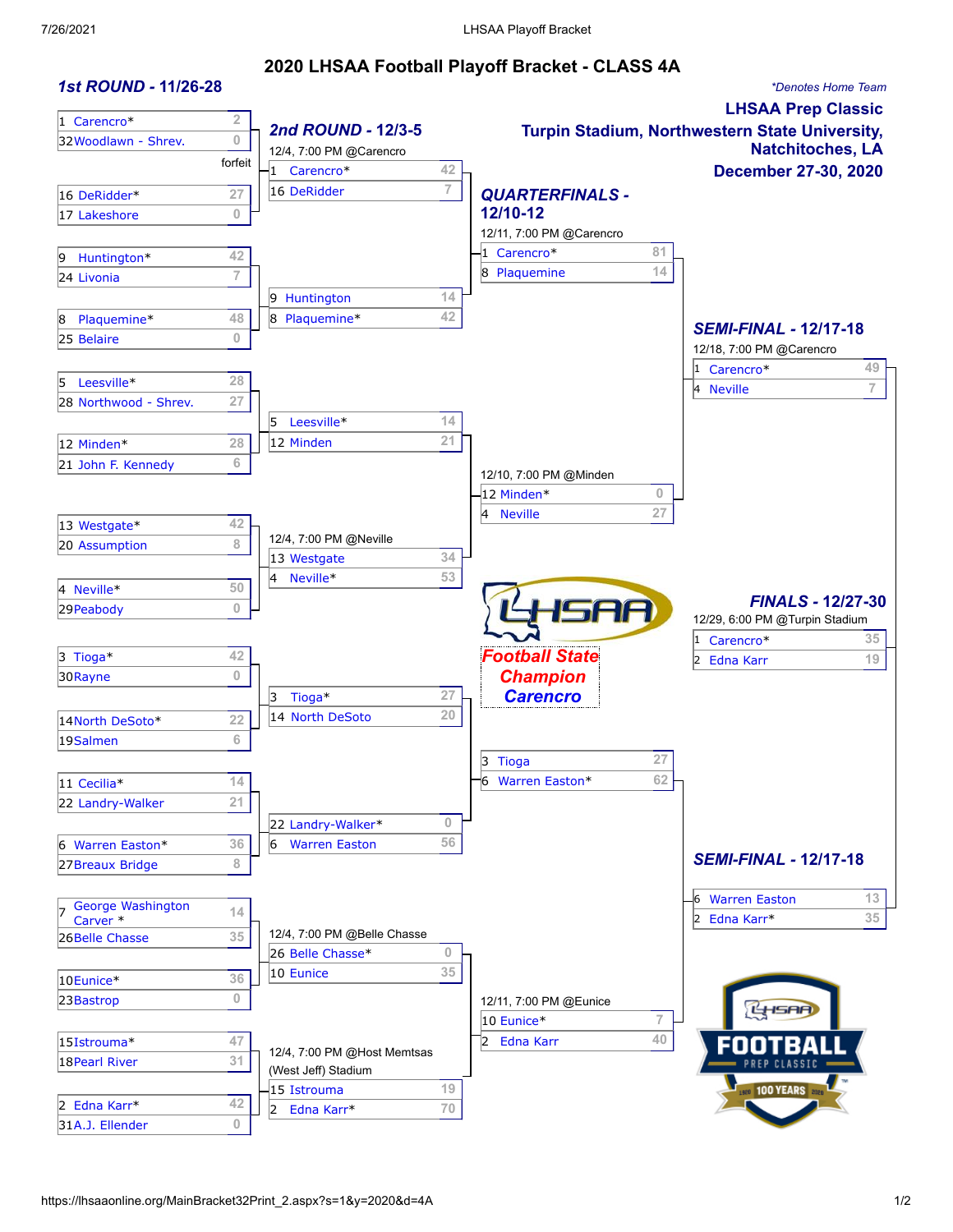# 2020 LHSAA Football Playoff Bracket - CLASS 4A

*\*Denotes Home Team*

**LHSAA Prep Classic**
**Turpin Stadium, Northwestern State University, Natchitoches, LA**
**December 27-30, 2020**

## 1st ROUND - 11/26-28

| Matchup | Score |
|---|---|
| 1 Carencro* | 2 |
| 32 Woodlawn - Shrev. | 0 |
| forfeit | |
| 16 DeRidder* | 27 |
| 17 Lakeshore | 0 |
| 9 Huntington* | 42 |
| 24 Livonia | 7 |
| 8 Plaquemine* | 48 |
| 25 Belaire | 0 |
| 5 Leesville* | 28 |
| 28 Northwood - Shrev. | 27 |
| 12 Minden* | 28 |
| 21 John F. Kennedy | 6 |
| 13 Westgate* | 42 |
| 20 Assumption | 8 |
| 4 Neville* | 50 |
| 29 Peabody | 0 |
| 3 Tioga* | 42 |
| 30 Rayne | 0 |
| 14 North DeSoto* | 22 |
| 19 Salmen | 6 |
| 11 Cecilia* | 14 |
| 22 Landry-Walker | 21 |
| 6 Warren Easton* | 36 |
| 27 Breaux Bridge | 8 |
| 7 George Washington Carver * | 14 |
| 26 Belle Chasse | 35 |
| 10 Eunice* | 36 |
| 23 Bastrop | 0 |
| 15 Istrouma* | 47 |
| 18 Pearl River | 31 |
| 2 Edna Karr* | 42 |
| 31 A.J. Ellender | 0 |

## 2nd ROUND - 12/3-5

12/4, 7:00 PM @Carencro

| Matchup | Score |
|---|---|
| 1 Carencro* | 42 |
| 16 DeRidder | 7 |

| Matchup | Score |
|---|---|
| 9 Huntington | 14 |
| 8 Plaquemine* | 42 |

| Matchup | Score |
|---|---|
| 5 Leesville* | 14 |
| 12 Minden | 21 |

12/4, 7:00 PM @Neville

| Matchup | Score |
|---|---|
| 13 Westgate | 34 |
| 4 Neville* | 53 |

| Matchup | Score |
|---|---|
| 3 Tioga* | 27 |
| 14 North DeSoto | 20 |

| Matchup | Score |
|---|---|
| 22 Landry-Walker* | 0 |
| 6 Warren Easton | 56 |

12/4, 7:00 PM @Belle Chasse

| Matchup | Score |
|---|---|
| 26 Belle Chasse* | 0 |
| 10 Eunice | 35 |

12/4, 7:00 PM @Host Memtsas (West Jeff) Stadium

| Matchup | Score |
|---|---|
| 15 Istrouma | 19 |
| 2 Edna Karr* | 70 |

## QUARTERFINALS - 12/10-12

12/11, 7:00 PM @Carencro

| Matchup | Score |
|---|---|
| 1 Carencro* | 81 |
| 8 Plaquemine | 14 |

12/10, 7:00 PM @Minden

| Matchup | Score |
|---|---|
| 12 Minden* | 0 |
| 4 Neville | 27 |

| Matchup | Score |
|---|---|
| 3 Tioga | 27 |
| 6 Warren Easton* | 62 |

12/11, 7:00 PM @Eunice

| Matchup | Score |
|---|---|
| 10 Eunice* | 7 |
| 2 Edna Karr | 40 |

## SEMI-FINAL - 12/17-18

12/18, 7:00 PM @Carencro

| Matchup | Score |
|---|---|
| 1 Carencro* | 49 |
| 4 Neville | 7 |

## SEMI-FINAL - 12/17-18

| Matchup | Score |
|---|---|
| 6 Warren Easton | 13 |
| 2 Edna Karr* | 35 |

## FINALS - 12/27-30

12/29, 6:00 PM @Turpin Stadium

| Matchup | Score |
|---|---|
| 1 Carencro* | 35 |
| 2 Edna Karr | 19 |

**Football State Champion Carencro**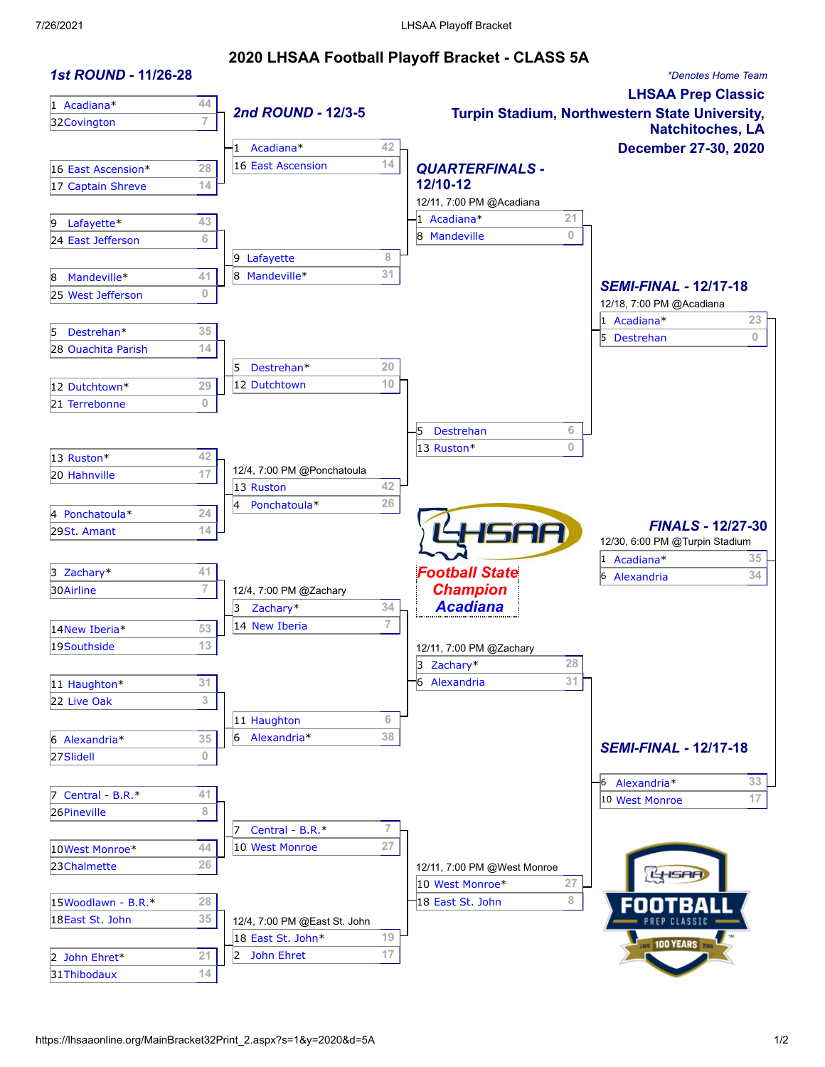# 2020 LHSAA Football Playoff Bracket - CLASS 5A

*Denotes Home Team

**LHSAA Prep Classic**
**Turpin Stadium, Northwestern State University, Natchitoches, LA**
**December 27-30, 2020**

## 1st ROUND - 11/26-28

| Seed | Team | Score |
|---|---|---|
| 1 | Acadiana* | 44 |
| 32 | Covington | 7 |
| 16 | East Ascension* | 28 |
| 17 | Captain Shreve | 14 |
| 9 | Lafayette* | 43 |
| 24 | East Jefferson | 6 |
| 8 | Mandeville* | 41 |
| 25 | West Jefferson | 0 |
| 5 | Destrehan* | 35 |
| 28 | Ouachita Parish | 14 |
| 12 | Dutchtown* | 29 |
| 21 | Terrebonne | 0 |
| 13 | Ruston* | 42 |
| 20 | Hahnville | 17 |
| 4 | Ponchatoula* | 24 |
| 29 | St. Amant | 14 |
| 3 | Zachary* | 41 |
| 30 | Airline | 7 |
| 14 | New Iberia* | 53 |
| 19 | Southside | 13 |
| 11 | Haughton* | 31 |
| 22 | Live Oak | 3 |
| 6 | Alexandria* | 35 |
| 27 | Slidell | 0 |
| 7 | Central - B.R.* | 41 |
| 26 | Pineville | 8 |
| 10 | West Monroe* | 44 |
| 23 | Chalmette | 26 |
| 15 | Woodlawn - B.R.* | 28 |
| 18 | East St. John | 35 |
| 2 | John Ehret* | 21 |
| 31 | Thibodaux | 14 |

## 2nd ROUND - 12/3-5

| Seed | Team | Score |
|---|---|---|
| 1 | Acadiana* | 42 |
| 16 | East Ascension | 14 |
| 9 | Lafayette | 8 |
| 8 | Mandeville* | 31 |
| 5 | Destrehan* | 20 |
| 12 | Dutchtown | 10 |
| 13 | Ruston | 42 |
| 4 | Ponchatoula* | 26 |
| 3 | Zachary* | 34 |
| 14 | New Iberia | 7 |
| 11 | Haughton | 6 |
| 6 | Alexandria* | 38 |
| 7 | Central - B.R.* | 7 |
| 10 | West Monroe | 27 |
| 18 | East St. John* | 19 |
| 2 | John Ehret | 17 |

12/4, 7:00 PM @Ponchatoula (Ruston vs. Ponchatoula)
12/4, 7:00 PM @Zachary (Zachary vs. New Iberia)
12/4, 7:00 PM @East St. John (East St. John vs. John Ehret)

## QUARTERFINALS - 12/10-12

| Seed | Team | Score |
|---|---|---|
| 1 | Acadiana* | 21 |
| 8 | Mandeville | 0 |
| 5 | Destrehan | 6 |
| 13 | Ruston* | 0 |
| 3 | Zachary* | 28 |
| 6 | Alexandria | 31 |
| 10 | West Monroe* | 27 |
| 18 | East St. John | 8 |

12/11, 7:00 PM @Acadiana (Acadiana vs. Mandeville)
12/11, 7:00 PM @Zachary (Zachary vs. Alexandria)
12/11, 7:00 PM @West Monroe (West Monroe vs. East St. John)

## SEMI-FINAL - 12/17-18

12/18, 7:00 PM @Acadiana

| Seed | Team | Score |
|---|---|---|
| 1 | Acadiana* | 23 |
| 5 | Destrehan | 0 |
| 6 | Alexandria* | 33 |
| 10 | West Monroe | 17 |

## FINALS - 12/27-30

12/30, 6:00 PM @Turpin Stadium

| Seed | Team | Score |
|---|---|---|
| 1 | Acadiana* | 35 |
| 6 | Alexandria | 34 |

**Football State Champion**
**Acadiana**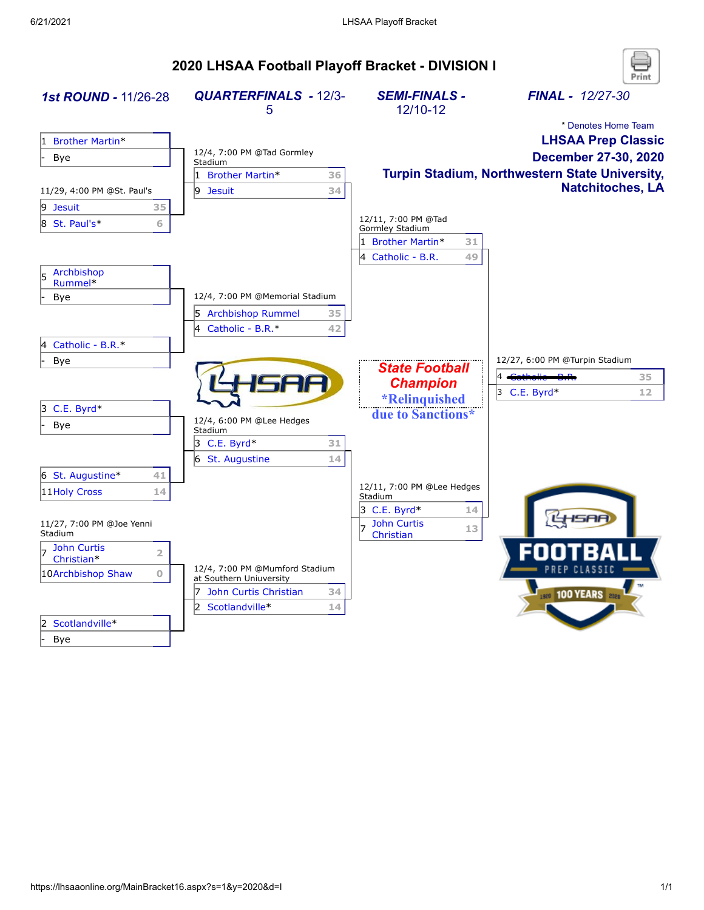# 2020 LHSAA Football Playoff Bracket - DIVISION I

\* Denotes Home Team

**LHSAA Prep Classic**
**December 27-30, 2020**
**Turpin Stadium, Northwestern State University, Natchitoches, LA**

## 1st ROUND - 11/26-28

| Seed | Team | Score |
|---|---|---|
| 1 | Brother Martin* | |
| - | Bye | |

11/29, 4:00 PM @St. Paul's

| Seed | Team | Score |
|---|---|---|
| 9 | Jesuit | 35 |
| 8 | St. Paul's* | 6 |

| Seed | Team | Score |
|---|---|---|
| 5 | Archbishop Rummel* | |
| - | Bye | |

| Seed | Team | Score |
|---|---|---|
| 4 | Catholic - B.R.* | |
| - | Bye | |

| Seed | Team | Score |
|---|---|---|
| 3 | C.E. Byrd* | |
| - | Bye | |

| Seed | Team | Score |
|---|---|---|
| 6 | St. Augustine* | 41 |
| 11 | Holy Cross | 14 |

11/27, 7:00 PM @Joe Yenni Stadium

| Seed | Team | Score |
|---|---|---|
| 7 | John Curtis Christian* | 2 |
| 10 | Archbishop Shaw | 0 |

| Seed | Team | Score |
|---|---|---|
| 2 | Scotlandville* | |
| - | Bye | |

## QUARTERFINALS - 12/3-5

12/4, 7:00 PM @Tad Gormley Stadium

| Seed | Team | Score |
|---|---|---|
| 1 | Brother Martin* | 36 |
| 9 | Jesuit | 34 |

12/4, 7:00 PM @Memorial Stadium

| Seed | Team | Score |
|---|---|---|
| 5 | Archbishop Rummel | 35 |
| 4 | Catholic - B.R.* | 42 |

12/4, 6:00 PM @Lee Hedges Stadium

| Seed | Team | Score |
|---|---|---|
| 3 | C.E. Byrd* | 31 |
| 6 | St. Augustine | 14 |

12/4, 7:00 PM @Mumford Stadium at Southern Uniuversity

| Seed | Team | Score |
|---|---|---|
| 7 | John Curtis Christian | 34 |
| 2 | Scotlandville* | 14 |

## SEMI-FINALS - 12/10-12

12/11, 7:00 PM @Tad Gormley Stadium

| Seed | Team | Score |
|---|---|---|
| 1 | Brother Martin* | 31 |
| 4 | Catholic - B.R. | 49 |

12/11, 7:00 PM @Lee Hedges Stadium

| Seed | Team | Score |
|---|---|---|
| 3 | C.E. Byrd* | 14 |
| 7 | John Curtis Christian | 13 |

## FINAL - 12/27-30

12/27, 6:00 PM @Turpin Stadium

| Seed | Team | Score |
|---|---|---|
| 4 | ~~Catholic - B.R.~~ | 35 |
| 3 | C.E. Byrd* | 12 |

***State Football Champion***

**\*Relinquished due to Sanctions\***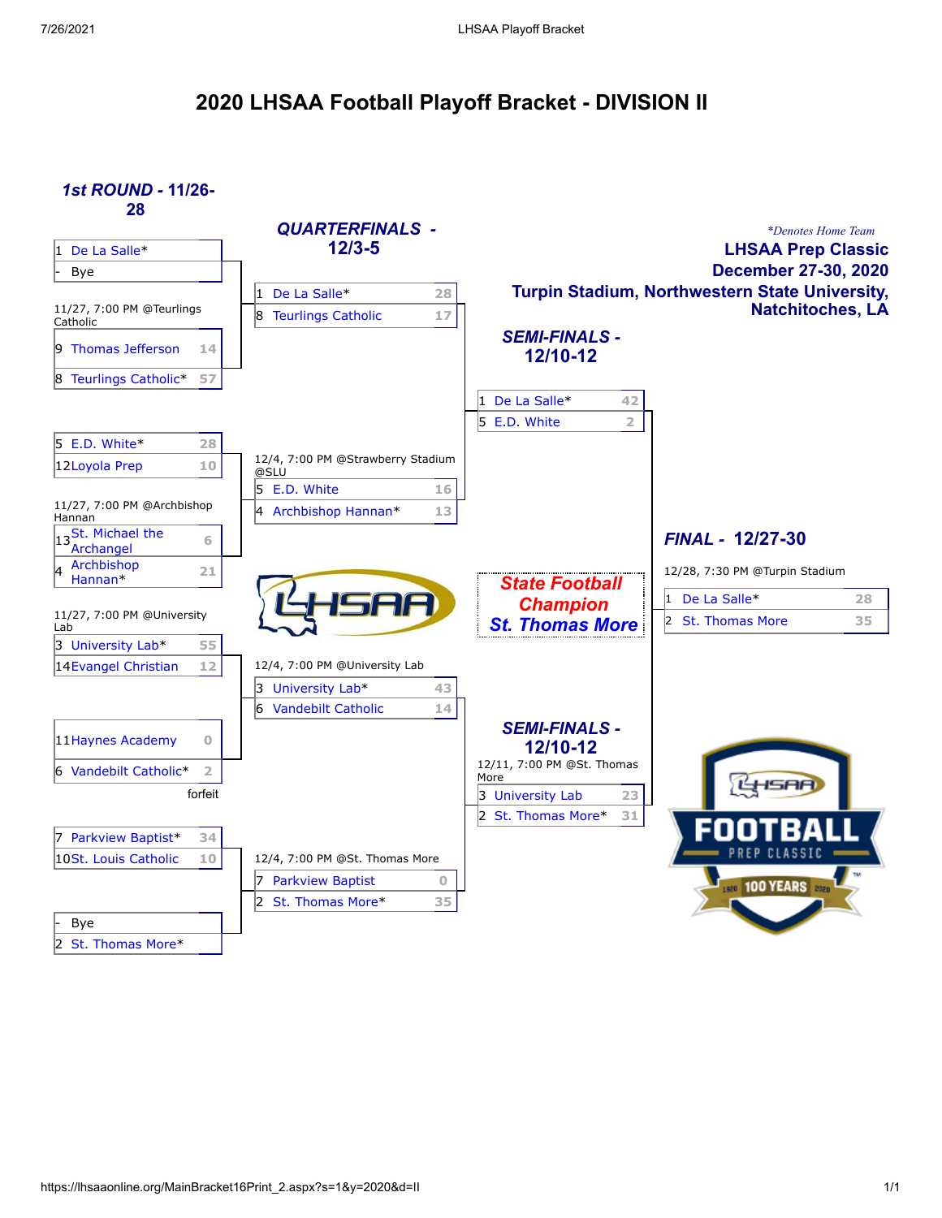# 2020 LHSAA Football Playoff Bracket - DIVISION II

*\*Denotes Home Team*

**LHSAA Prep Classic**
**December 27-30, 2020**
**Turpin Stadium, Northwestern State University, Natchitoches, LA**

## 1st ROUND - 11/26-28

| Seed | Team | Score |
|---|---|---|
| 1 | De La Salle* | |
| - | Bye | |

11/27, 7:00 PM @Teurlings Catholic

| Seed | Team | Score |
|---|---|---|
| 9 | Thomas Jefferson | 14 |
| 8 | Teurlings Catholic* | 57 |

| Seed | Team | Score |
|---|---|---|
| 5 | E.D. White* | 28 |
| 12 | Loyola Prep | 10 |

11/27, 7:00 PM @Archbishop Hannan

| Seed | Team | Score |
|---|---|---|
| 13 | St. Michael the Archangel | 6 |
| 4 | Archbishop Hannan* | 21 |

11/27, 7:00 PM @University Lab

| Seed | Team | Score |
|---|---|---|
| 3 | University Lab* | 55 |
| 14 | Evangel Christian | 12 |

| Seed | Team | Score |
|---|---|---|
| 11 | Haynes Academy | 0 |
| 6 | Vandebilt Catholic* | 2 |

forfeit

| Seed | Team | Score |
|---|---|---|
| 7 | Parkview Baptist* | 34 |
| 10 | St. Louis Catholic | 10 |

| Seed | Team | Score |
|---|---|---|
| - | Bye | |
| 2 | St. Thomas More* | |

## QUARTERFINALS - 12/3-5

| Seed | Team | Score |
|---|---|---|
| 1 | De La Salle* | 28 |
| 8 | Teurlings Catholic | 17 |

12/4, 7:00 PM @Strawberry Stadium @SLU

| Seed | Team | Score |
|---|---|---|
| 5 | E.D. White | 16 |
| 4 | Archbishop Hannan* | 13 |

12/4, 7:00 PM @University Lab

| Seed | Team | Score |
|---|---|---|
| 3 | University Lab* | 43 |
| 6 | Vandebilt Catholic | 14 |

12/4, 7:00 PM @St. Thomas More

| Seed | Team | Score |
|---|---|---|
| 7 | Parkview Baptist | 0 |
| 2 | St. Thomas More* | 35 |

## SEMI-FINALS - 12/10-12

| Seed | Team | Score |
|---|---|---|
| 1 | De La Salle* | 42 |
| 5 | E.D. White | 2 |

## SEMI-FINALS - 12/10-12

12/11, 7:00 PM @St. Thomas More

| Seed | Team | Score |
|---|---|---|
| 3 | University Lab | 23 |
| 2 | St. Thomas More* | 31 |

## FINAL - 12/27-30

12/28, 7:30 PM @Turpin Stadium

| Seed | Team | Score |
|---|---|---|
| 1 | De La Salle* | 28 |
| 2 | St. Thomas More | 35 |

**State Football Champion**
**St. Thomas More**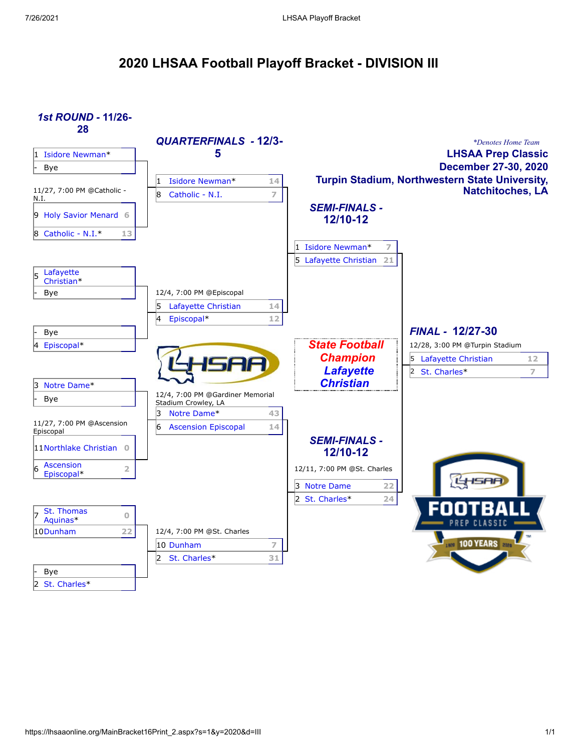# 2020 LHSAA Football Playoff Bracket - DIVISION III

*\*Denotes Home Team*

**LHSAA Prep Classic**
**December 27-30, 2020**
**Turpin Stadium, Northwestern State University, Natchitoches, LA**

## 1st ROUND - 11/26-28

| Seed | Team | Score |
|---|---|---|
| 1 | Isidore Newman* | |
| - | Bye | |

11/27, 7:00 PM @Catholic - N.I.

| Seed | Team | Score |
|---|---|---|
| 9 | Holy Savior Menard | 6 |
| 8 | Catholic - N.I.* | 13 |

| Seed | Team | Score |
|---|---|---|
| 5 | Lafayette Christian* | |
| - | Bye | |

| Seed | Team | Score |
|---|---|---|
| - | Bye | |
| 4 | Episcopal* | |

| Seed | Team | Score |
|---|---|---|
| 3 | Notre Dame* | |
| - | Bye | |

11/27, 7:00 PM @Ascension Episcopal

| Seed | Team | Score |
|---|---|---|
| 11 | Northlake Christian | 0 |
| 6 | Ascension Episcopal* | 2 |

| Seed | Team | Score |
|---|---|---|
| 7 | St. Thomas Aquinas* | 0 |
| 10 | Dunham | 22 |

| Seed | Team | Score |
|---|---|---|
| - | Bye | |
| 2 | St. Charles* | |

## QUARTERFINALS - 12/3-5

| Seed | Team | Score |
|---|---|---|
| 1 | Isidore Newman* | 14 |
| 8 | Catholic - N.I. | 7 |

12/4, 7:00 PM @Episcopal

| Seed | Team | Score |
|---|---|---|
| 5 | Lafayette Christian | 14 |
| 4 | Episcopal* | 12 |

12/4, 7:00 PM @Gardiner Memorial Stadium Crowley, LA

| Seed | Team | Score |
|---|---|---|
| 3 | Notre Dame* | 43 |
| 6 | Ascension Episcopal | 14 |

12/4, 7:00 PM @St. Charles

| Seed | Team | Score |
|---|---|---|
| 10 | Dunham | 7 |
| 2 | St. Charles* | 31 |

## SEMI-FINALS - 12/10-12

| Seed | Team | Score |
|---|---|---|
| 1 | Isidore Newman* | 7 |
| 5 | Lafayette Christian | 21 |

## SEMI-FINALS - 12/10-12

12/11, 7:00 PM @St. Charles

| Seed | Team | Score |
|---|---|---|
| 3 | Notre Dame | 22 |
| 2 | St. Charles* | 24 |

## FINAL - 12/27-30

12/28, 3:00 PM @Turpin Stadium

| Seed | Team | Score |
|---|---|---|
| 5 | Lafayette Christian | 12 |
| 2 | St. Charles* | 7 |

**State Football Champion Lafayette Christian**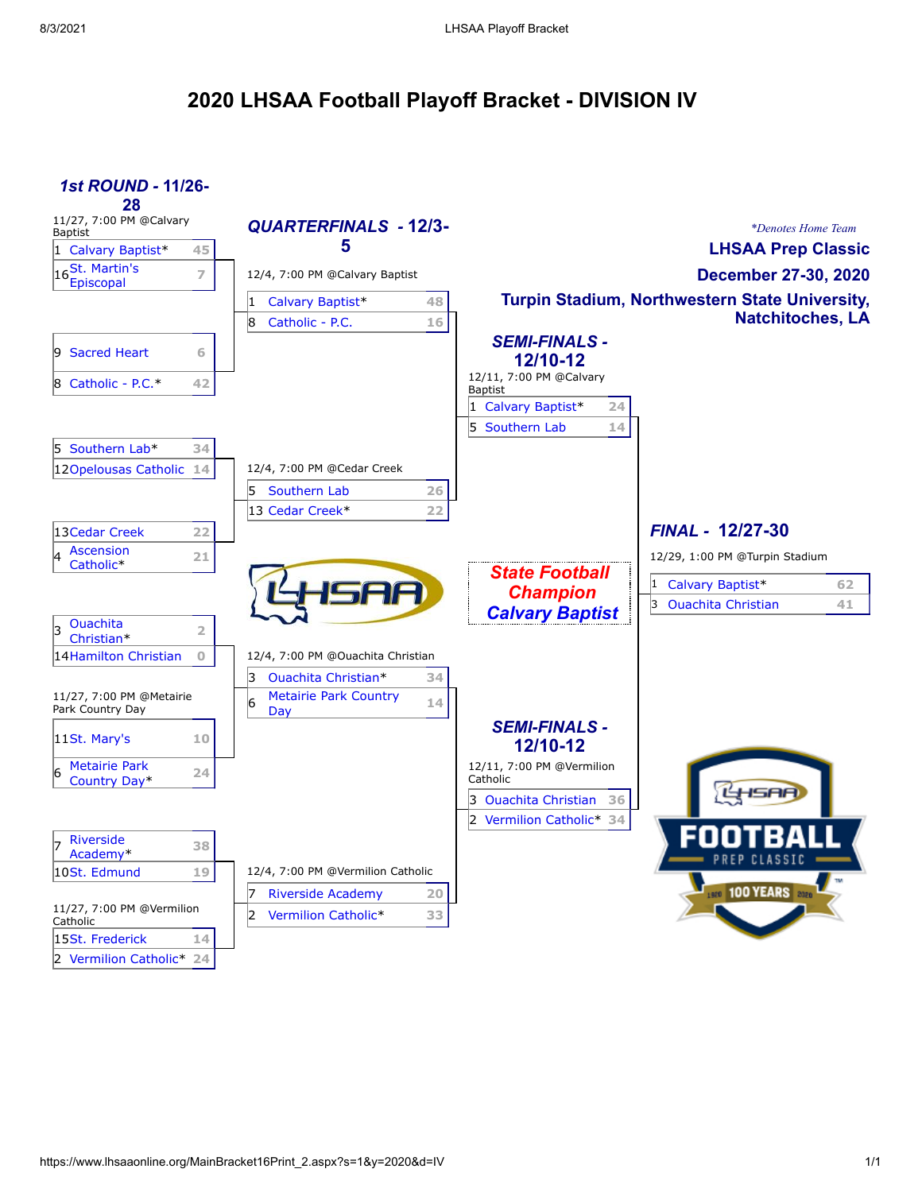# 2020 LHSAA Football Playoff Bracket - DIVISION IV

*Denotes Home Team

**LHSAA Prep Classic**
**December 27-30, 2020**
**Turpin Stadium, Northwestern State University, Natchitoches, LA**

## *1st ROUND - 11/26-28*

11/27, 7:00 PM @Calvary Baptist

| Seed | Team | Score |
|---|---|---|
| 1 | Calvary Baptist* | 45 |
| 16 | St. Martin's Episcopal | 7 |

| Seed | Team | Score |
|---|---|---|
| 9 | Sacred Heart | 6 |
| 8 | Catholic - P.C.* | 42 |

| Seed | Team | Score |
|---|---|---|
| 5 | Southern Lab* | 34 |
| 12 | Opelousas Catholic | 14 |

| Seed | Team | Score |
|---|---|---|
| 13 | Cedar Creek | 22 |
| 4 | Ascension Catholic* | 21 |

| Seed | Team | Score |
|---|---|---|
| 3 | Ouachita Christian* | 2 |
| 14 | Hamilton Christian | 0 |

11/27, 7:00 PM @Metairie Park Country Day

| Seed | Team | Score |
|---|---|---|
| 11 | St. Mary's | 10 |
| 6 | Metairie Park Country Day* | 24 |

| Seed | Team | Score |
|---|---|---|
| 7 | Riverside Academy* | 38 |
| 10 | St. Edmund | 19 |

11/27, 7:00 PM @Vermilion Catholic

| Seed | Team | Score |
|---|---|---|
| 15 | St. Frederick | 14 |
| 2 | Vermilion Catholic* | 24 |

## *QUARTERFINALS - 12/3-5*

12/4, 7:00 PM @Calvary Baptist

| Seed | Team | Score |
|---|---|---|
| 1 | Calvary Baptist* | 48 |
| 8 | Catholic - P.C. | 16 |

12/4, 7:00 PM @Cedar Creek

| Seed | Team | Score |
|---|---|---|
| 5 | Southern Lab | 26 |
| 13 | Cedar Creek* | 22 |

12/4, 7:00 PM @Ouachita Christian

| Seed | Team | Score |
|---|---|---|
| 3 | Ouachita Christian* | 34 |
| 6 | Metairie Park Country Day | 14 |

12/4, 7:00 PM @Vermilion Catholic

| Seed | Team | Score |
|---|---|---|
| 7 | Riverside Academy | 20 |
| 2 | Vermilion Catholic* | 33 |

## *SEMI-FINALS - 12/10-12*

12/11, 7:00 PM @Calvary Baptist

| Seed | Team | Score |
|---|---|---|
| 1 | Calvary Baptist* | 24 |
| 5 | Southern Lab | 14 |

12/11, 7:00 PM @Vermilion Catholic

| Seed | Team | Score |
|---|---|---|
| 3 | Ouachita Christian | 36 |
| 2 | Vermilion Catholic* | 34 |

## *FINAL - 12/27-30*

12/29, 1:00 PM @Turpin Stadium

| Seed | Team | Score |
|---|---|---|
| 1 | Calvary Baptist* | 62 |
| 3 | Ouachita Christian | 41 |

**State Football Champion**
**Calvary Baptist**